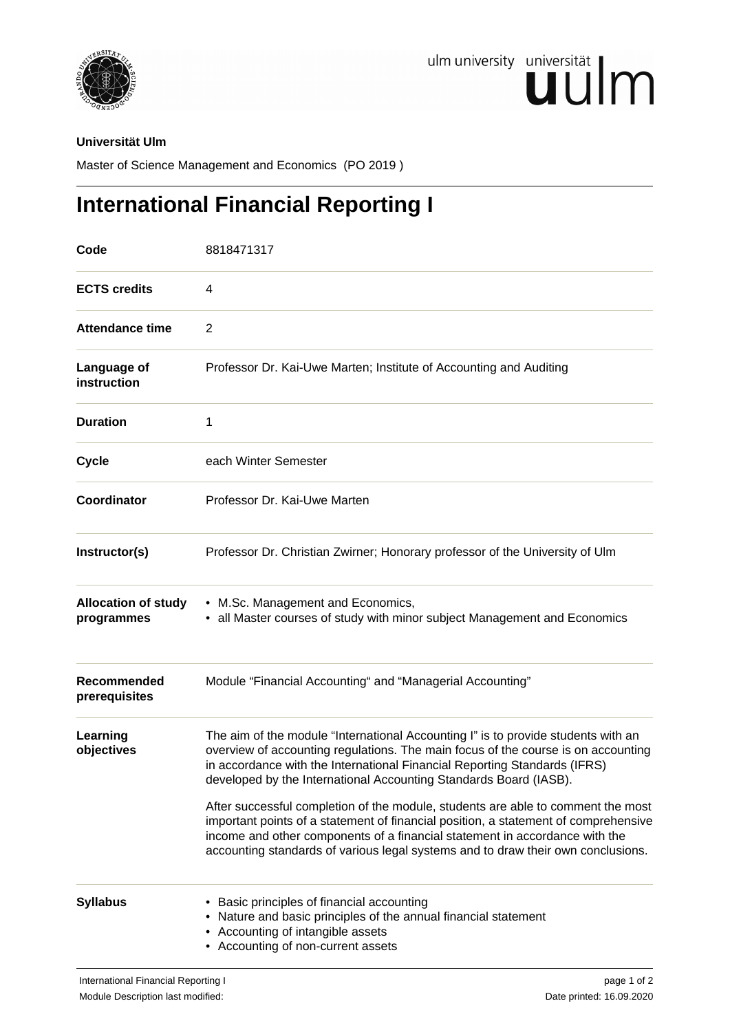**Universität Ulm**

Master of Science Management and Economics (PO 2019 )

# International Financial Reporting I

| | |
|---|---|
| **Code** | 8818471317 |
| **ECTS credits** | 4 |
| **Attendance time** | 2 |
| **Language of instruction** | Professor Dr. Kai-Uwe Marten; Institute of Accounting and Auditing |
| **Duration** | 1 |
| **Cycle** | each Winter Semester |
| **Coordinator** | Professor Dr. Kai-Uwe Marten |
| **Instructor(s)** | Professor Dr. Christian Zwirner; Honorary professor of the University of Ulm |
| **Allocation of study programmes** | • M.Sc. Management and Economics,<br>• all Master courses of study with minor subject Management and Economics |
| **Recommended prerequisites** | Module “Financial Accounting“ and “Managerial Accounting” |
| **Learning objectives** | The aim of the module “International Accounting I” is to provide students with an overview of accounting regulations. The main focus of the course is on accounting in accordance with the International Financial Reporting Standards (IFRS) developed by the International Accounting Standards Board (IASB).<br><br>After successful completion of the module, students are able to comment the most important points of a statement of financial position, a statement of comprehensive income and other components of a financial statement in accordance with the accounting standards of various legal systems and to draw their own conclusions. |
| **Syllabus** | • Basic principles of financial accounting<br>• Nature and basic principles of the annual financial statement<br>• Accounting of intangible assets<br>• Accounting of non-current assets |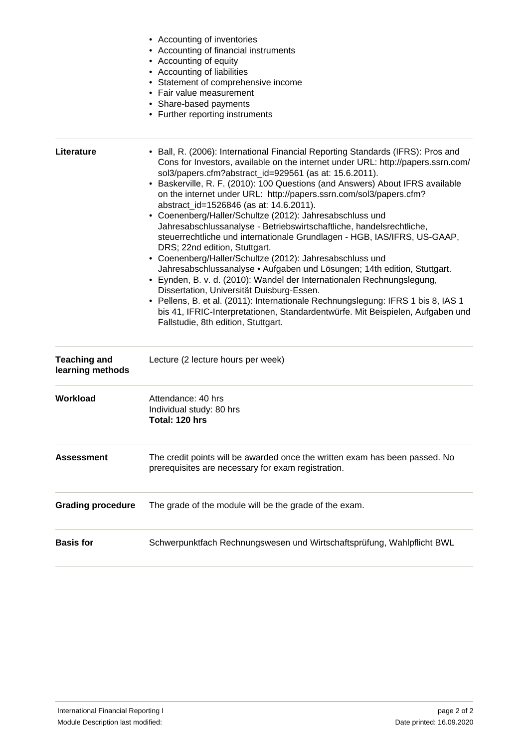- Accounting of inventories
- Accounting of financial instruments
- Accounting of equity
- Accounting of liabilities
- Statement of comprehensive income
- Fair value measurement
- Share-based payments
- Further reporting instruments

| | |
|---|---|
| **Literature** | • Ball, R. (2006): International Financial Reporting Standards (IFRS): Pros and Cons for Investors, available on the internet under URL: http://papers.ssrn.com/sol3/papers.cfm?abstract_id=929561 (as at: 15.6.2011).<br>• Baskerville, R. F. (2010): 100 Questions (and Answers) About IFRS available on the internet under URL: http://papers.ssrn.com/sol3/papers.cfm?abstract_id=1526846 (as at: 14.6.2011).<br>• Coenenberg/Haller/Schultze (2012): Jahresabschluss und Jahresabschlussanalyse - Betriebswirtschaftliche, handelsrechtliche, steuerrechtliche und internationale Grundlagen - HGB, IAS/IFRS, US-GAAP, DRS; 22nd edition, Stuttgart.<br>• Coenenberg/Haller/Schultze (2012): Jahresabschluss und Jahresabschlussanalyse • Aufgaben und Lösungen; 14th edition, Stuttgart.<br>• Eynden, B. v. d. (2010): Wandel der Internationalen Rechnungslegung, Dissertation, Universität Duisburg-Essen.<br>• Pellens, B. et al. (2011): Internationale Rechnungslegung: IFRS 1 bis 8, IAS 1 bis 41, IFRIC-Interpretationen, Standardentwürfe. Mit Beispielen, Aufgaben und Fallstudie, 8th edition, Stuttgart. |
| **Teaching and learning methods** | Lecture (2 lecture hours per week) |
| **Workload** | Attendance: 40 hrs<br>Individual study: 80 hrs<br>**Total: 120 hrs** |
| **Assessment** | The credit points will be awarded once the written exam has been passed. No prerequisites are necessary for exam registration. |
| **Grading procedure** | The grade of the module will be the grade of the exam. |
| **Basis for** | Schwerpunktfach Rechnungswesen und Wirtschaftsprüfung, Wahlpflicht BWL |